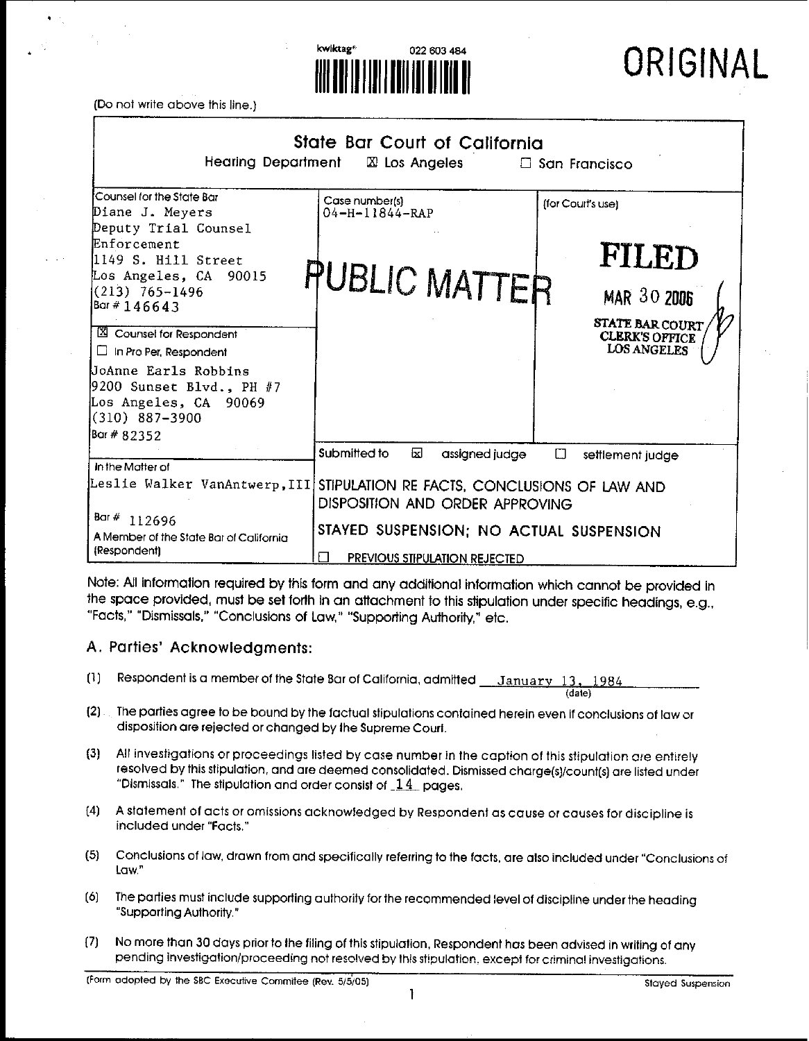kwiktag® 022 603 484

**ORIGINAL**

(Do not write above this line.)

## State Bar Court of California

Hearing Department ☒ Los Angeles ☐ San Francisco

| Counsel for the State Bar | Case number(s) | (for Court's use) |
|---|---|---|
| Diane J. Meyers<br>Deputy Trial Counsel<br>Enforcement<br>1149 S. Hill Street<br>Los Angeles, CA 90015<br>(213) 765-1496<br>Bar # 146643 | 04-H-11844-RAP<br><br>PUBLIC MATTER | FILED<br>MAR 30 2006<br>STATE BAR COURT<br>CLERK'S OFFICE<br>LOS ANGELES |
| ☒ Counsel for Respondent<br>☐ In Pro Per, Respondent<br>JoAnne Earls Robbins<br>9200 Sunset Blvd., PH #7<br>Los Angeles, CA 90069<br>(310) 887-3900<br>Bar # 82352 | | |
| In the Matter of<br>Leslie Walker VanAntwerp, III<br><br>Bar # 112696<br>A Member of the State Bar of California<br>(Respondent) | Submitted to ☒ assigned judge ☐ settlement judge<br><br>STIPULATION RE FACTS, CONCLUSIONS OF LAW AND DISPOSITION AND ORDER APPROVING<br><br>STAYED SUSPENSION; NO ACTUAL SUSPENSION<br><br>☐ PREVIOUS STIPULATION REJECTED | |

Note: All information required by this form and any additional information which cannot be provided in the space provided, must be set forth in an attachment to this stipulation under specific headings, e.g., "Facts," "Dismissals," "Conclusions of Law," "Supporting Authority," etc.

### A. Parties' Acknowledgments:

(1) Respondent is a member of the State Bar of California, admitted January 13, 1984 (date)

(2) The parties agree to be bound by the factual stipulations contained herein even if conclusions of law or disposition are rejected or changed by the Supreme Court.

(3) All investigations or proceedings listed by case number in the caption of this stipulation are entirely resolved by this stipulation, and are deemed consolidated. Dismissed charge(s)/count(s) are listed under "Dismissals." The stipulation and order consist of 14 pages.

(4) A statement of acts or omissions acknowledged by Respondent as cause or causes for discipline is included under "Facts."

(5) Conclusions of law, drawn from and specifically referring to the facts, are also included under "Conclusions of Law."

(6) The parties must include supporting authority for the recommended level of discipline under the heading "Supporting Authority."

(7) No more than 30 days prior to the filing of this stipulation, Respondent has been advised in writing of any pending investigation/proceeding not resolved by this stipulation, except for criminal investigations.

(Form adopted by the SBC Executive Committee (Rev. 5/5/05)) Stayed Suspension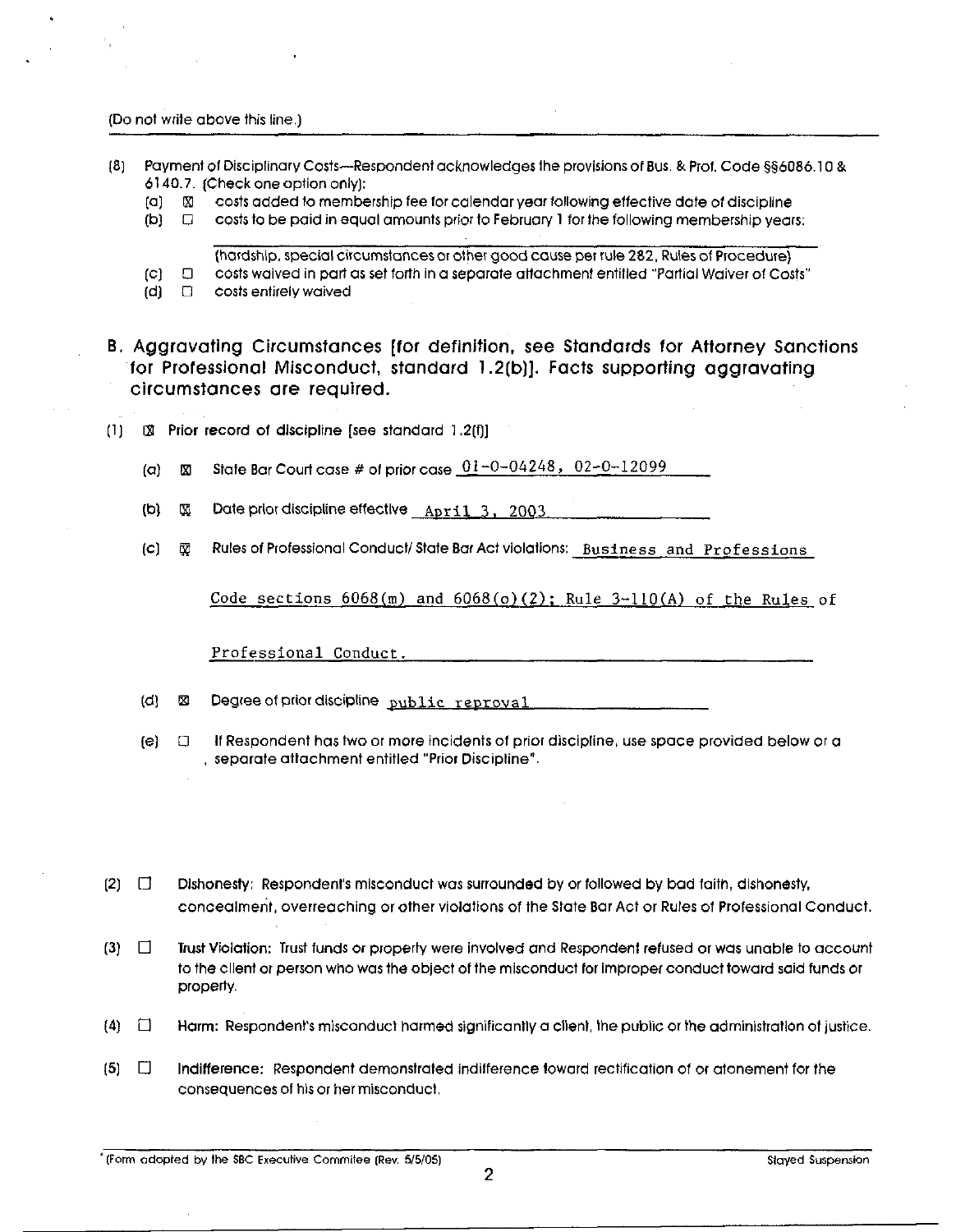(Do not write above this line.)

(8) Payment of Disciplinary Costs—Respondent acknowledges the provisions of Bus. & Prof. Code §§6086.10 & 6140.7. (Check one option only):
   (a) ☒ costs added to membership fee for calendar year following effective date of discipline
   (b) ☐ costs to be paid in equal amounts prior to February 1 for the following membership years:

   ______________________________________________
   (hardship, special circumstances or other good cause per rule 282, Rules of Procedure)
   (c) ☐ costs waived in part as set forth in a separate attachment entitled "Partial Waiver of Costs"
   (d) ☐ costs entirely waived

## B. Aggravating Circumstances [for definition, see Standards for Attorney Sanctions for Professional Misconduct, standard 1.2(b)]. Facts supporting aggravating circumstances are required.

(1) ☒ **Prior record of discipline** [see standard 1.2(f)]

   (a) ☒ State Bar Court case # of prior case 01-O-04248, 02-O-12099

   (b) ☒ Date prior discipline effective April 3, 2003

   (c) ☒ Rules of Professional Conduct/ State Bar Act violations: Business and Professions Code sections 6068(m) and 6068(o)(2); Rule 3-110(A) of the Rules of Professional Conduct.

   (d) ☒ Degree of prior discipline public reproval

   (e) ☐ If Respondent has two or more incidents of prior discipline, use space provided below or a separate attachment entitled "Prior Discipline".

(2) ☐ **Dishonesty:** Respondent's misconduct was surrounded by or followed by bad faith, dishonesty, concealment, overreaching or other violations of the State Bar Act or Rules of Professional Conduct.

(3) ☐ **Trust Violation:** Trust funds or property were involved and Respondent refused or was unable to account to the client or person who was the object of the misconduct for improper conduct toward said funds or property.

(4) ☐ **Harm:** Respondent's misconduct harmed significantly a client, the public or the administration of justice.

(5) ☐ **Indifference:** Respondent demonstrated indifference toward rectification of or atonement for the consequences of his or her misconduct.

(Form adopted by the SBC Executive Committee (Rev. 5/5/05)) Stayed Suspension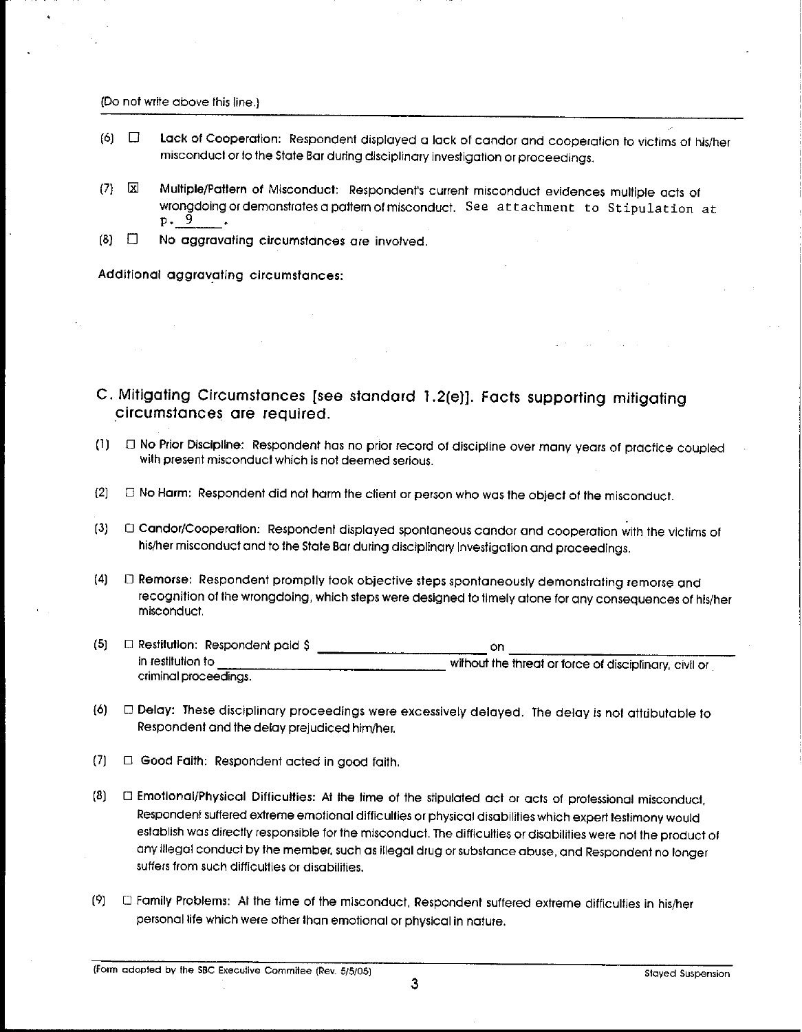(Do not write above this line.)

(6) ☐ **Lack of Cooperation:** Respondent displayed a lack of candor and cooperation to victims of his/her misconduct or to the State Bar during disciplinary investigation or proceedings.

(7) ☒ **Multiple/Pattern of Misconduct:** Respondent's current misconduct evidences multiple acts of wrongdoing or demonstrates a pattern of misconduct. See attachment to Stipulation at p. 9 .

(8) ☐ **No aggravating circumstances** are involved.

**Additional aggravating circumstances:**

## C. Mitigating Circumstances [see standard 1.2(e)]. Facts supporting mitigating circumstances are required.

(1) ☐ **No Prior Discipline:** Respondent has no prior record of discipline over many years of practice coupled with present misconduct which is not deemed serious.

(2) ☐ **No Harm:** Respondent did not harm the client or person who was the object of the misconduct.

(3) ☐ **Candor/Cooperation:** Respondent displayed spontaneous candor and cooperation with the victims of his/her misconduct and to the State Bar during disciplinary investigation and proceedings.

(4) ☐ **Remorse:** Respondent promptly took objective steps spontaneously demonstrating remorse and recognition of the wrongdoing, which steps were designed to timely atone for any consequences of his/her misconduct.

(5) ☐ **Restitution:** Respondent paid $ \_\_\_\_\_\_\_\_\_\_\_\_\_\_\_\_\_\_ on \_\_\_\_\_\_\_\_\_\_\_\_\_\_\_\_\_\_ in restitution to \_\_\_\_\_\_\_\_\_\_\_\_\_\_\_\_\_\_ without the threat or force of disciplinary, civil or criminal proceedings.

(6) ☐ **Delay:** These disciplinary proceedings were excessively delayed. The delay is not attributable to Respondent and the delay prejudiced him/her.

(7) ☐ **Good Faith:** Respondent acted in good faith.

(8) ☐ **Emotional/Physical Difficulties:** At the time of the stipulated act or acts of professional misconduct, Respondent suffered extreme emotional difficulties or physical disabilities which expert testimony would establish was directly responsible for the misconduct. The difficulties or disabilities were not the product of any illegal conduct by the member, such as illegal drug or substance abuse, and Respondent no longer suffers from such difficulties or disabilities.

(9) ☐ **Family Problems:** At the time of the misconduct, Respondent suffered extreme difficulties in his/her personal life which were other than emotional or physical in nature.

(Form adopted by the SBC Executive Committee (Rev. 5/5/05) Stayed Suspension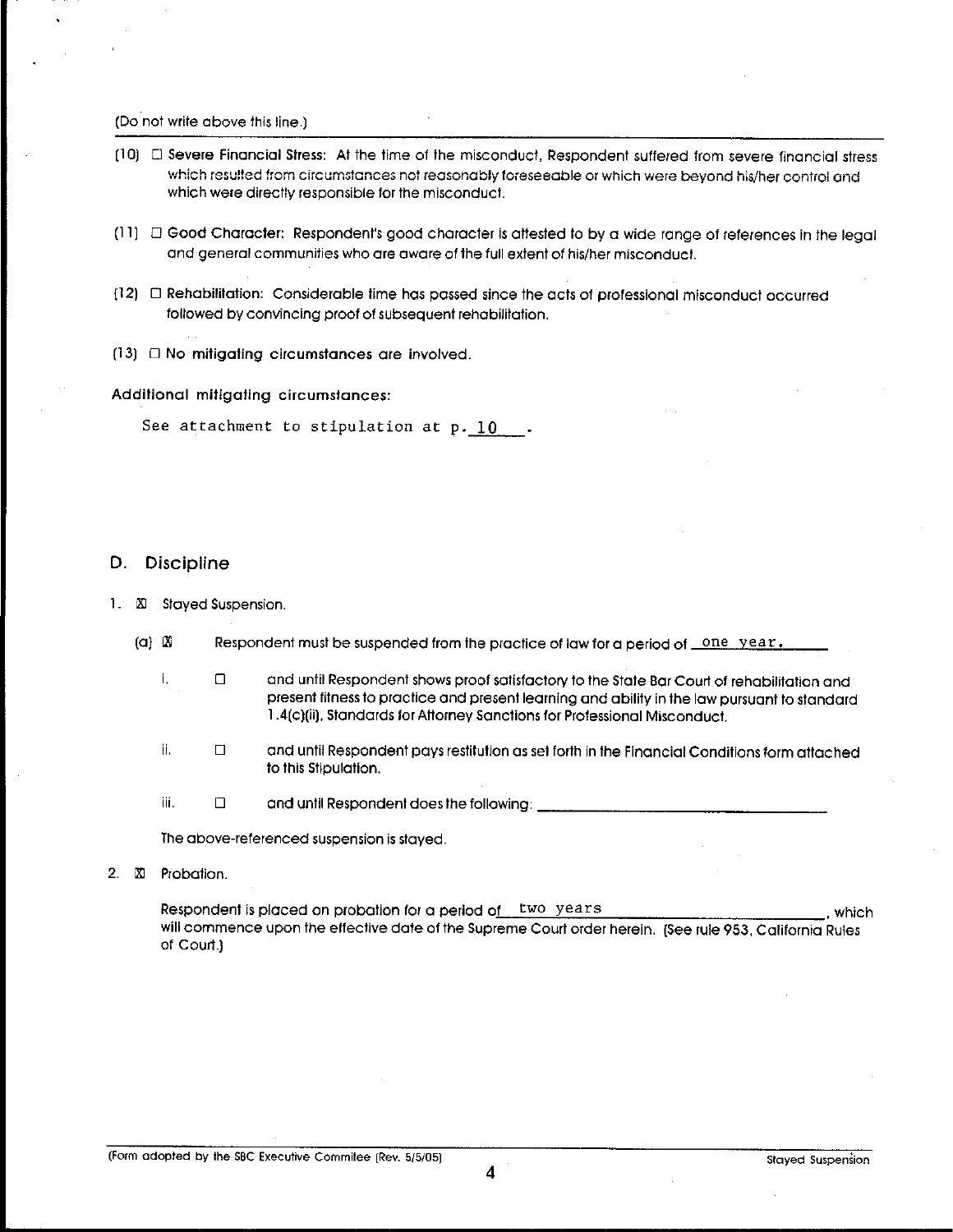(Do not write above this line.)

(10) ☐ **Severe Financial Stress:** At the time of the misconduct, Respondent suffered from severe financial stress which resulted from circumstances not reasonably foreseeable or which were beyond his/her control and which were directly responsible for the misconduct.

(11) ☐ **Good Character:** Respondent's good character is attested to by a wide range of references in the legal and general communities who are aware of the full extent of his/her misconduct.

(12) ☐ **Rehabilitation:** Considerable time has passed since the acts of professional misconduct occurred followed by convincing proof of subsequent rehabilitation.

(13) ☐ **No mitigating circumstances are involved.**

**Additional mitigating circumstances:**

See attachment to stipulation at p. 10 .

## D. Discipline

1. ☒ Stayed Suspension.

   (a) ☒ Respondent must be suspended from the practice of law for a period of one year.

   i. ☐ and until Respondent shows proof satisfactory to the State Bar Court of rehabilitation and present fitness to practice and present learning and ability in the law pursuant to standard 1.4(c)(ii), Standards for Attorney Sanctions for Professional Misconduct.

   ii. ☐ and until Respondent pays restitution as set forth in the Financial Conditions form attached to this Stipulation.

   iii. ☐ and until Respondent does the following: ______________________

   The above-referenced suspension is stayed.

2. ☒ Probation.

   Respondent is placed on probation for a period of two years, which will commence upon the effective date of the Supreme Court order herein. (See rule 953, California Rules of Court.)

(Form adopted by the SBC Executive Committee (Rev. 5/5/05) Stayed Suspension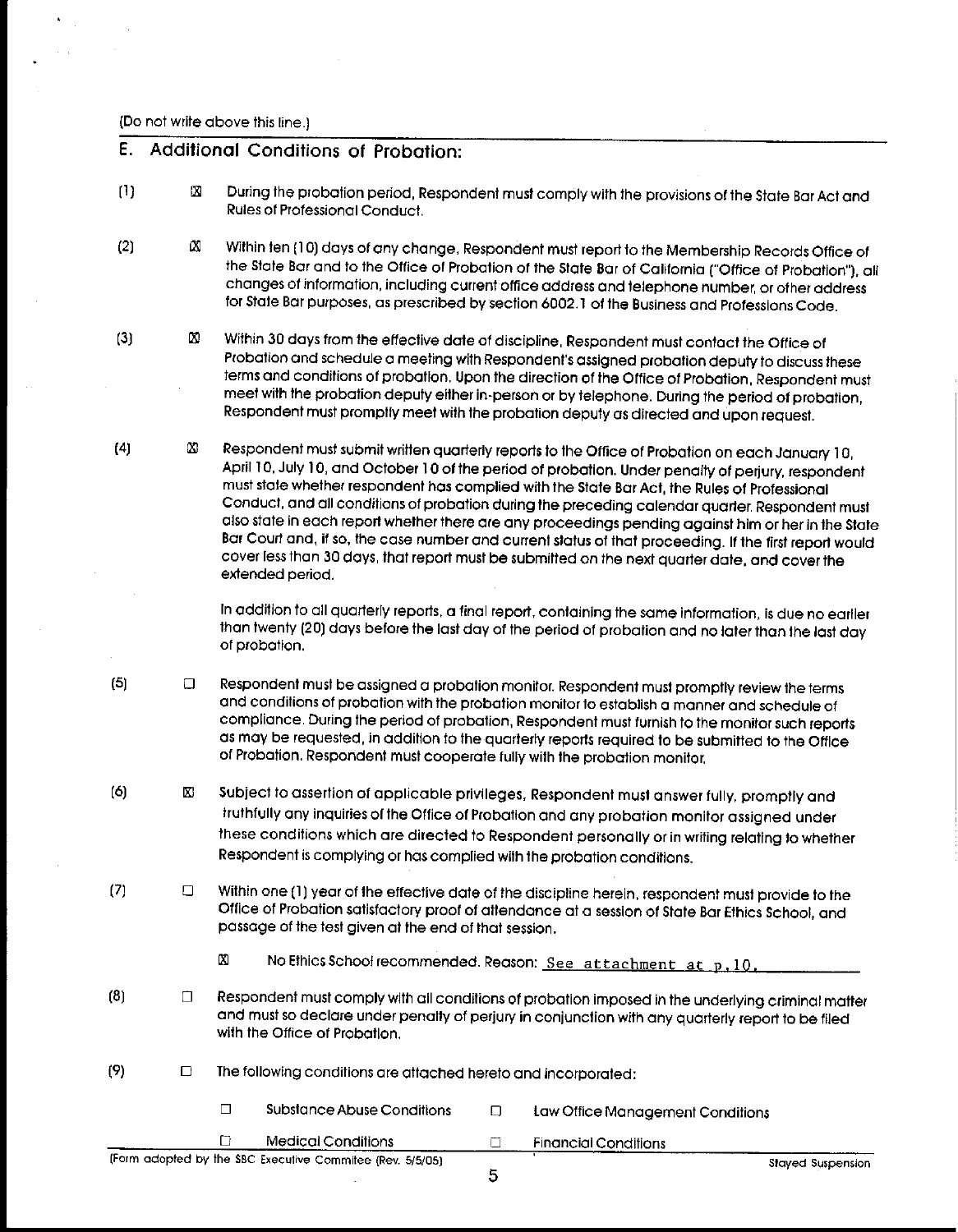(Do not write above this line.)

## E. Additional Conditions of Probation:

(1) ☒ During the probation period, Respondent must comply with the provisions of the State Bar Act and Rules of Professional Conduct.

(2) ☒ Within ten (10) days of any change, Respondent must report to the Membership Records Office of the State Bar and to the Office of Probation of the State Bar of California ("Office of Probation"), all changes of information, including current office address and telephone number, or other address for State Bar purposes, as prescribed by section 6002.1 of the Business and Professions Code.

(3) ☒ Within 30 days from the effective date of discipline, Respondent must contact the Office of Probation and schedule a meeting with Respondent's assigned probation deputy to discuss these terms and conditions of probation. Upon the direction of the Office of Probation, Respondent must meet with the probation deputy either in-person or by telephone. During the period of probation, Respondent must promptly meet with the probation deputy as directed and upon request.

(4) ☒ Respondent must submit written quarterly reports to the Office of Probation on each January 10, April 10, July 10, and October 10 of the period of probation. Under penalty of perjury, respondent must state whether respondent has complied with the State Bar Act, the Rules of Professional Conduct, and all conditions of probation during the preceding calendar quarter. Respondent must also state in each report whether there are any proceedings pending against him or her in the State Bar Court and, if so, the case number and current status of that proceeding. If the first report would cover less than 30 days, that report must be submitted on the next quarter date, and cover the extended period.

In addition to all quarterly reports, a final report, containing the same information, is due no earlier than twenty (20) days before the last day of the period of probation and no later than the last day of probation.

(5) ☐ Respondent must be assigned a probation monitor. Respondent must promptly review the terms and conditions of probation with the probation monitor to establish a manner and schedule of compliance. During the period of probation, Respondent must furnish to the monitor such reports as may be requested, in addition to the quarterly reports required to be submitted to the Office of Probation. Respondent must cooperate fully with the probation monitor.

(6) ☒ Subject to assertion of applicable privileges, Respondent must answer fully, promptly and truthfully any inquiries of the Office of Probation and any probation monitor assigned under these conditions which are directed to Respondent personally or in writing relating to whether Respondent is complying or has complied with the probation conditions.

(7) ☐ Within one (1) year of the effective date of the discipline herein, respondent must provide to the Office of Probation satisfactory proof of attendance at a session of State Bar Ethics School, and passage of the test given at the end of that session.

☒ No Ethics School recommended. Reason: See attachment at p.10.

(8) ☐ Respondent must comply with all conditions of probation imposed in the underlying criminal matter and must so declare under penalty of perjury in conjunction with any quarterly report to be filed with the Office of Probation.

(9) ☐ The following conditions are attached hereto and incorporated:

- ☐ Substance Abuse Conditions
- ☐ Law Office Management Conditions
- ☐ Medical Conditions
- ☐ Financial Conditions

(Form adopted by the SBC Executive Committee (Rev. 5/5/05)) Stayed Suspension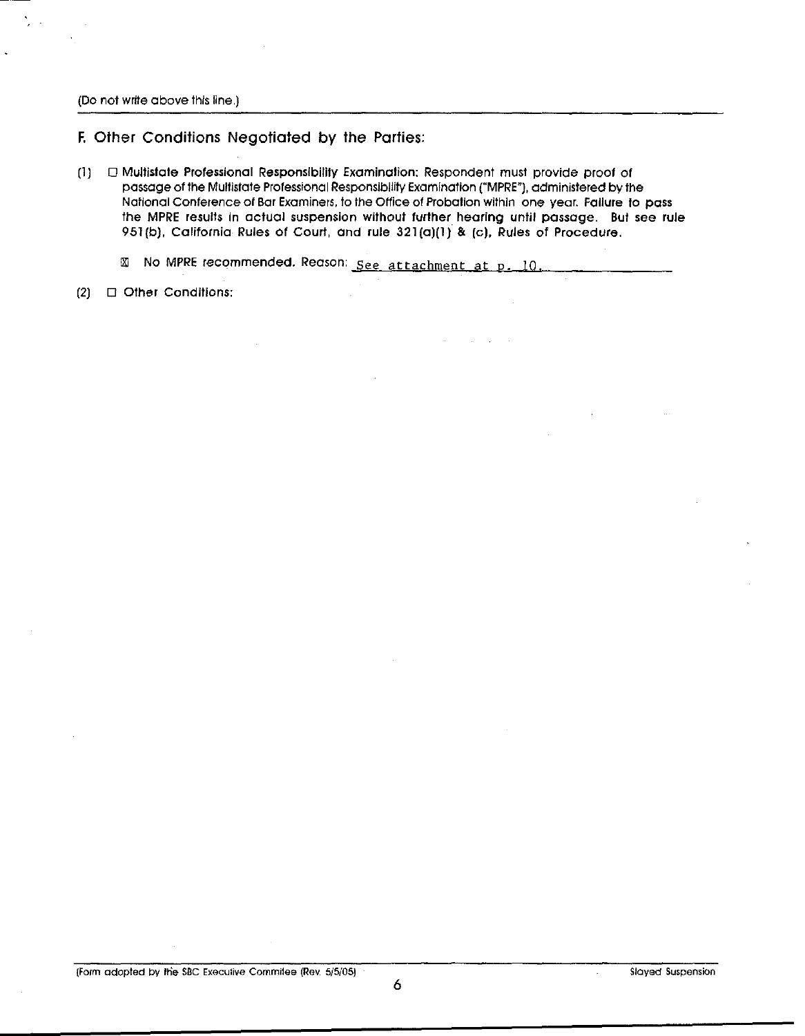(Do not write above this line.)

## F. Other Conditions Negotiated by the Parties:

(1) ☐ **Multistate Professional Responsibility Examination:** Respondent must provide proof of passage of the Multistate Professional Responsibility Examination ("MPRE"), administered by the National Conference of Bar Examiners, to the Office of Probation within one year. **Failure to pass the MPRE results in actual suspension without further hearing until passage. But see rule 951(b), California Rules of Court, and rule 321(a)(1) & (c), Rules of Procedure.**

☒ **No MPRE recommended.** Reason: See attachment at p. 10.

(2) ☐ Other Conditions:

(Form adopted by the SBC Executive Commitee (Rev. 5/5/05) Stayed Suspension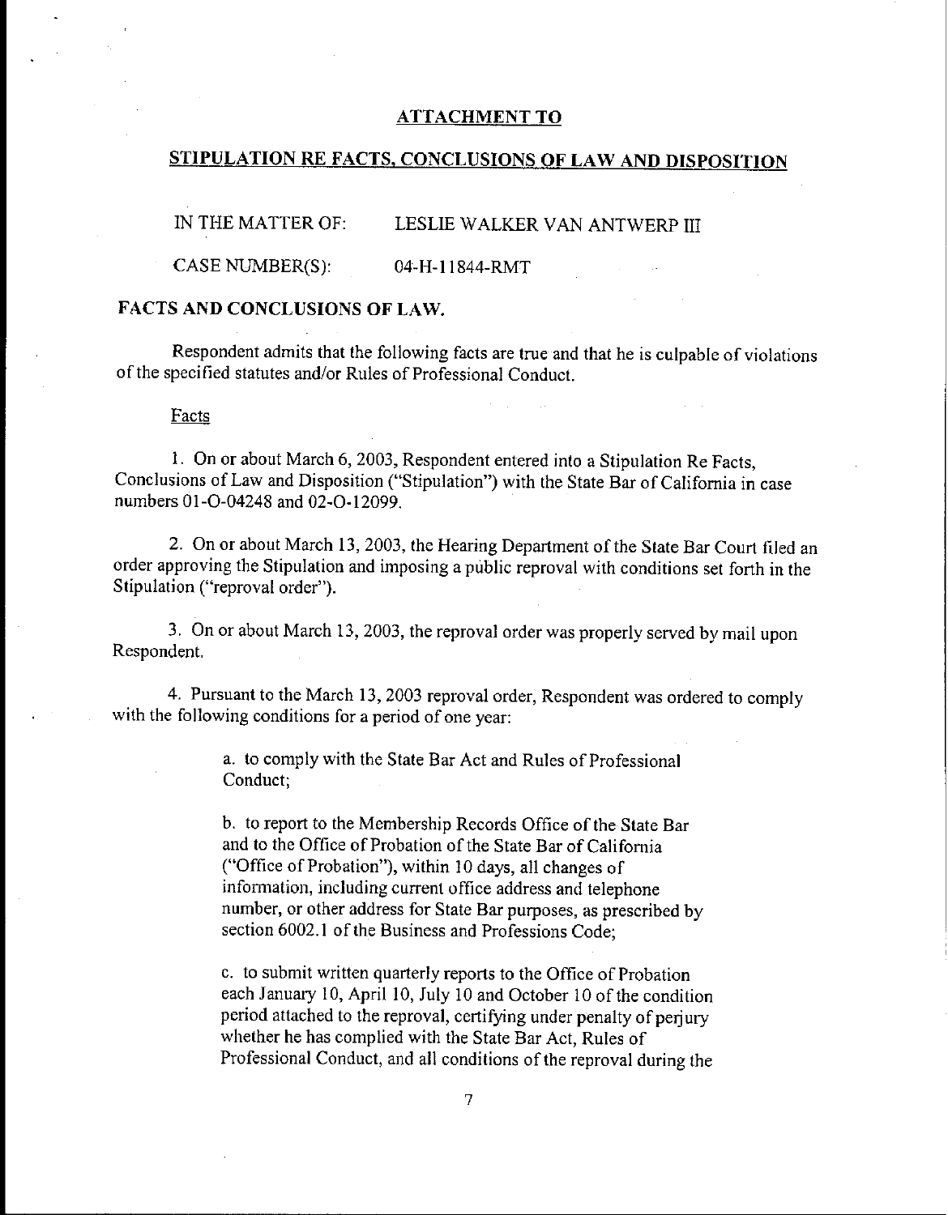## ATTACHMENT TO

## STIPULATION RE FACTS, CONCLUSIONS OF LAW AND DISPOSITION

IN THE MATTER OF: LESLIE WALKER VAN ANTWERP III

CASE NUMBER(S): 04-H-11844-RMT

### FACTS AND CONCLUSIONS OF LAW.

Respondent admits that the following facts are true and that he is culpable of violations of the specified statutes and/or Rules of Professional Conduct.

Facts

1. On or about March 6, 2003, Respondent entered into a Stipulation Re Facts, Conclusions of Law and Disposition ("Stipulation") with the State Bar of California in case numbers 01-O-04248 and 02-O-12099.

2. On or about March 13, 2003, the Hearing Department of the State Bar Court filed an order approving the Stipulation and imposing a public reproval with conditions set forth in the Stipulation ("reproval order").

3. On or about March 13, 2003, the reproval order was properly served by mail upon Respondent.

4. Pursuant to the March 13, 2003 reproval order, Respondent was ordered to comply with the following conditions for a period of one year:

> a. to comply with the State Bar Act and Rules of Professional Conduct;
>
> b. to report to the Membership Records Office of the State Bar and to the Office of Probation of the State Bar of California ("Office of Probation"), within 10 days, all changes of information, including current office address and telephone number, or other address for State Bar purposes, as prescribed by section 6002.1 of the Business and Professions Code;
>
> c. to submit written quarterly reports to the Office of Probation each January 10, April 10, July 10 and October 10 of the condition period attached to the reproval, certifying under penalty of perjury whether he has complied with the State Bar Act, Rules of Professional Conduct, and all conditions of the reproval during the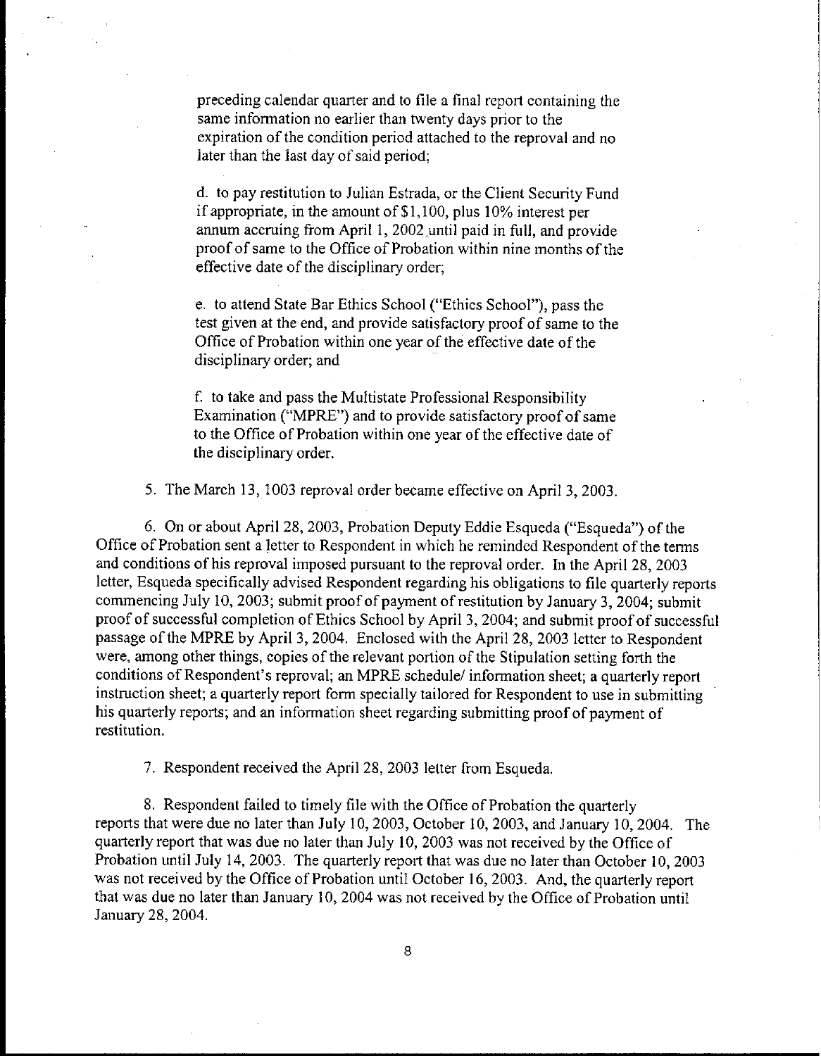preceding calendar quarter and to file a final report containing the same information no earlier than twenty days prior to the expiration of the condition period attached to the reproval and no later than the last day of said period;

d. to pay restitution to Julian Estrada, or the Client Security Fund if appropriate, in the amount of $1,100, plus 10% interest per annum accruing from April 1, 2002 until paid in full, and provide proof of same to the Office of Probation within nine months of the effective date of the disciplinary order;

e. to attend State Bar Ethics School ("Ethics School"), pass the test given at the end, and provide satisfactory proof of same to the Office of Probation within one year of the effective date of the disciplinary order; and

f. to take and pass the Multistate Professional Responsibility Examination ("MPRE") and to provide satisfactory proof of same to the Office of Probation within one year of the effective date of the disciplinary order.

5. The March 13, 1003 reproval order became effective on April 3, 2003.

6. On or about April 28, 2003, Probation Deputy Eddie Esqueda ("Esqueda") of the Office of Probation sent a letter to Respondent in which he reminded Respondent of the terms and conditions of his reproval imposed pursuant to the reproval order. In the April 28, 2003 letter, Esqueda specifically advised Respondent regarding his obligations to file quarterly reports commencing July 10, 2003; submit proof of payment of restitution by January 3, 2004; submit proof of successful completion of Ethics School by April 3, 2004; and submit proof of successful passage of the MPRE by April 3, 2004. Enclosed with the April 28, 2003 letter to Respondent were, among other things, copies of the relevant portion of the Stipulation setting forth the conditions of Respondent's reproval; an MPRE schedule/ information sheet; a quarterly report instruction sheet; a quarterly report form specially tailored for Respondent to use in submitting his quarterly reports; and an information sheet regarding submitting proof of payment of restitution.

7. Respondent received the April 28, 2003 letter from Esqueda.

8. Respondent failed to timely file with the Office of Probation the quarterly reports that were due no later than July 10, 2003, October 10, 2003, and January 10, 2004. The quarterly report that was due no later than July 10, 2003 was not received by the Office of Probation until July 14, 2003. The quarterly report that was due no later than October 10, 2003 was not received by the Office of Probation until October 16, 2003. And, the quarterly report that was due no later than January 10, 2004 was not received by the Office of Probation until January 28, 2004.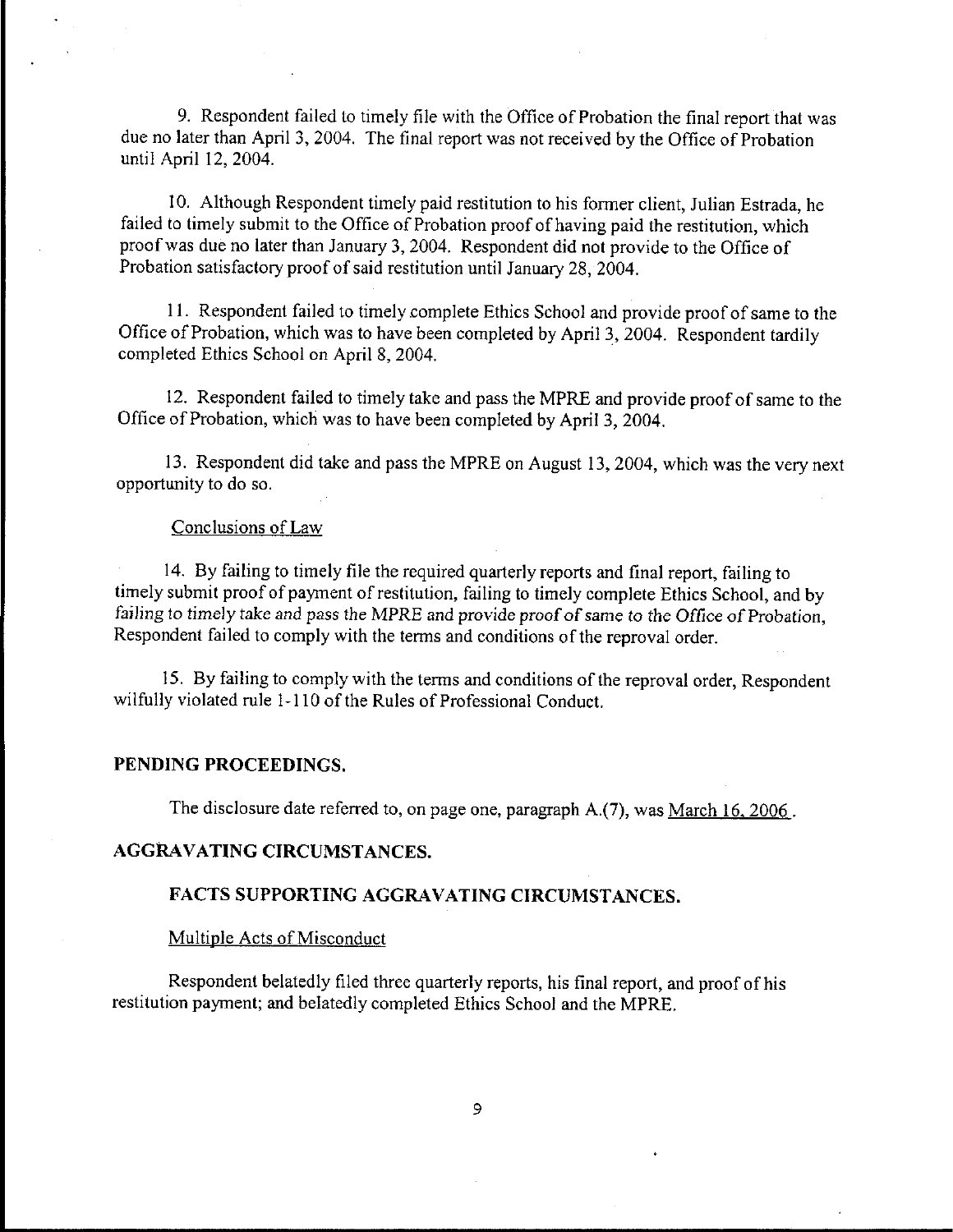9. Respondent failed to timely file with the Office of Probation the final report that was due no later than April 3, 2004. The final report was not received by the Office of Probation until April 12, 2004.

10. Although Respondent timely paid restitution to his former client, Julian Estrada, he failed to timely submit to the Office of Probation proof of having paid the restitution, which proof was due no later than January 3, 2004. Respondent did not provide to the Office of Probation satisfactory proof of said restitution until January 28, 2004.

11. Respondent failed to timely complete Ethics School and provide proof of same to the Office of Probation, which was to have been completed by April 3, 2004. Respondent tardily completed Ethics School on April 8, 2004.

12. Respondent failed to timely take and pass the MPRE and provide proof of same to the Office of Probation, which was to have been completed by April 3, 2004.

13. Respondent did take and pass the MPRE on August 13, 2004, which was the very next opportunity to do so.

Conclusions of Law

14. By failing to timely file the required quarterly reports and final report, failing to timely submit proof of payment of restitution, failing to timely complete Ethics School, and by failing to timely take and pass the MPRE and provide proof of same to the Office of Probation, Respondent failed to comply with the terms and conditions of the reproval order.

15. By failing to comply with the terms and conditions of the reproval order, Respondent wilfully violated rule 1-110 of the Rules of Professional Conduct.

**PENDING PROCEEDINGS.**

The disclosure date referred to, on page one, paragraph A.(7), was March 16, 2006.

**AGGRAVATING CIRCUMSTANCES.**

**FACTS SUPPORTING AGGRAVATING CIRCUMSTANCES.**

Multiple Acts of Misconduct

Respondent belatedly filed three quarterly reports, his final report, and proof of his restitution payment; and belatedly completed Ethics School and the MPRE.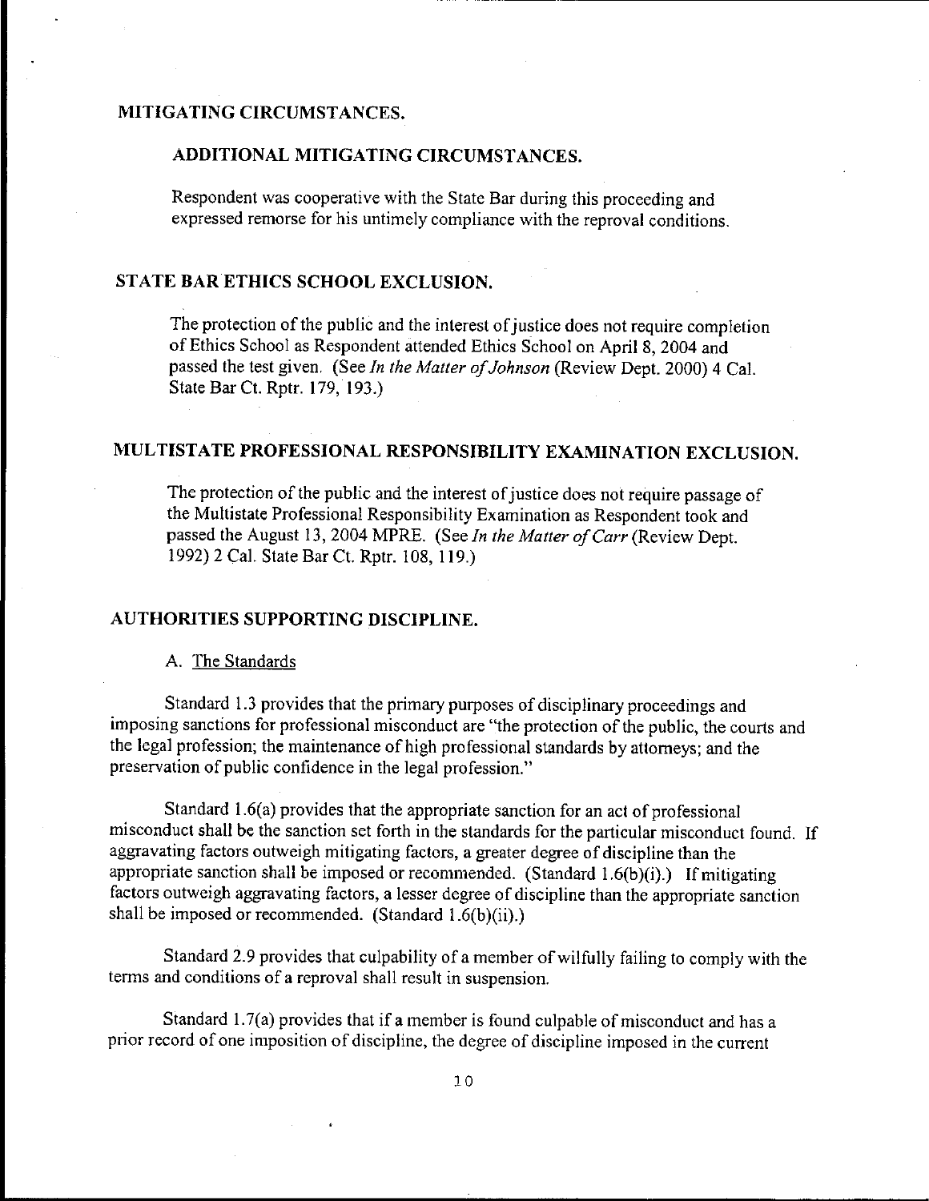## MITIGATING CIRCUMSTANCES.

### ADDITIONAL MITIGATING CIRCUMSTANCES.

Respondent was cooperative with the State Bar during this proceeding and expressed remorse for his untimely compliance with the reproval conditions.

## STATE BAR ETHICS SCHOOL EXCLUSION.

The protection of the public and the interest of justice does not require completion of Ethics School as Respondent attended Ethics School on April 8, 2004 and passed the test given. (See *In the Matter of Johnson* (Review Dept. 2000) 4 Cal. State Bar Ct. Rptr. 179, 193.)

## MULTISTATE PROFESSIONAL RESPONSIBILITY EXAMINATION EXCLUSION.

The protection of the public and the interest of justice does not require passage of the Multistate Professional Responsibility Examination as Respondent took and passed the August 13, 2004 MPRE. (See *In the Matter of Carr* (Review Dept. 1992) 2 Cal. State Bar Ct. Rptr. 108, 119.)

## AUTHORITIES SUPPORTING DISCIPLINE.

A. The Standards

Standard 1.3 provides that the primary purposes of disciplinary proceedings and imposing sanctions for professional misconduct are "the protection of the public, the courts and the legal profession; the maintenance of high professional standards by attorneys; and the preservation of public confidence in the legal profession."

Standard 1.6(a) provides that the appropriate sanction for an act of professional misconduct shall be the sanction set forth in the standards for the particular misconduct found. If aggravating factors outweigh mitigating factors, a greater degree of discipline than the appropriate sanction shall be imposed or recommended. (Standard 1.6(b)(i).) If mitigating factors outweigh aggravating factors, a lesser degree of discipline than the appropriate sanction shall be imposed or recommended. (Standard 1.6(b)(ii).)

Standard 2.9 provides that culpability of a member of wilfully failing to comply with the terms and conditions of a reproval shall result in suspension.

Standard 1.7(a) provides that if a member is found culpable of misconduct and has a prior record of one imposition of discipline, the degree of discipline imposed in the current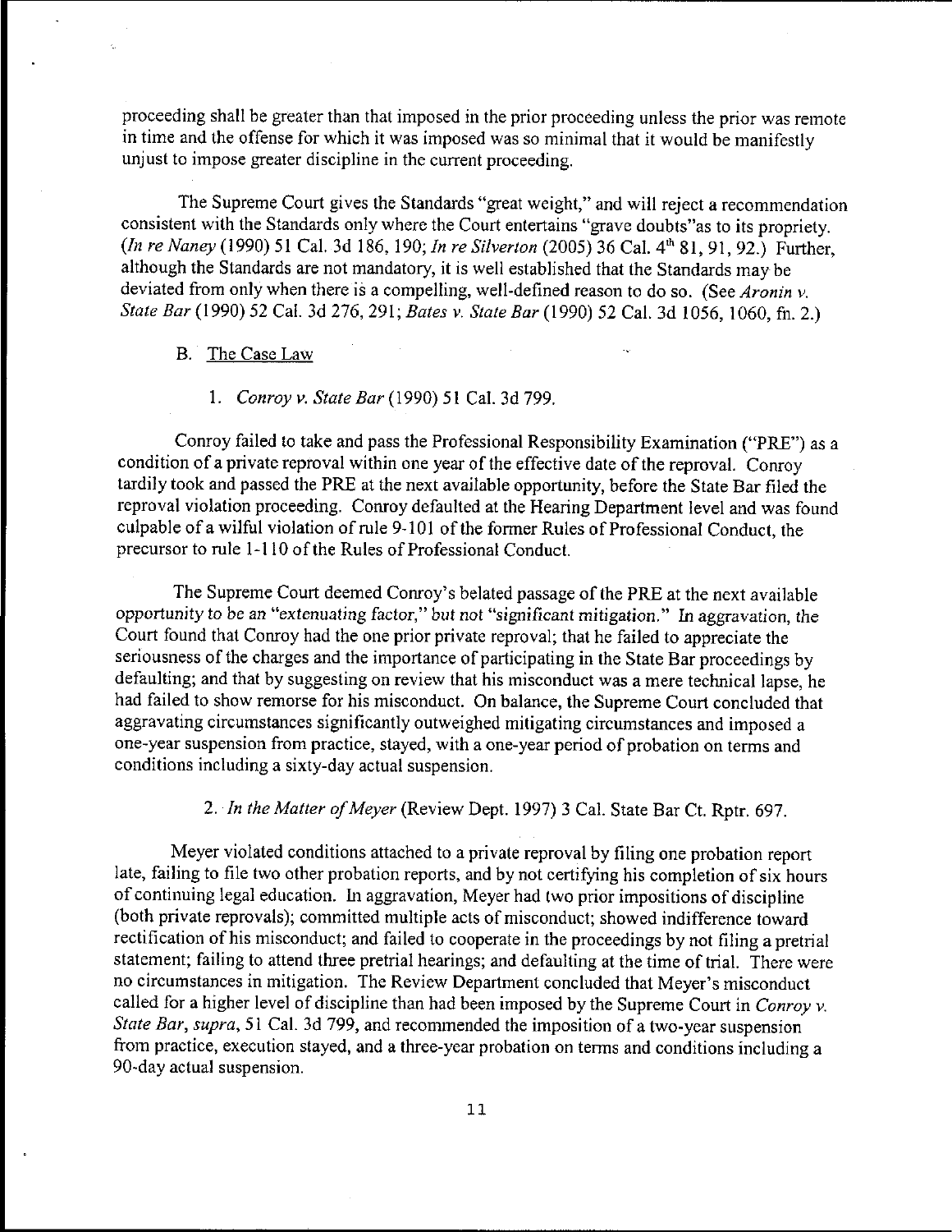proceeding shall be greater than that imposed in the prior proceeding unless the prior was remote in time and the offense for which it was imposed was so minimal that it would be manifestly unjust to impose greater discipline in the current proceeding.

The Supreme Court gives the Standards "great weight," and will reject a recommendation consistent with the Standards only where the Court entertains "grave doubts"as to its propriety. (*In re Naney* (1990) 51 Cal. 3d 186, 190; *In re Silverton* (2005) 36 Cal. 4th 81, 91, 92.) Further, although the Standards are not mandatory, it is well established that the Standards may be deviated from only when there is a compelling, well-defined reason to do so. (See *Aronin v. State Bar* (1990) 52 Cal. 3d 276, 291; *Bates v. State Bar* (1990) 52 Cal. 3d 1056, 1060, fn. 2.)

B. The Case Law

1. *Conroy v. State Bar* (1990) 51 Cal. 3d 799.

Conroy failed to take and pass the Professional Responsibility Examination ("PRE") as a condition of a private reproval within one year of the effective date of the reproval. Conroy tardily took and passed the PRE at the next available opportunity, before the State Bar filed the reproval violation proceeding. Conroy defaulted at the Hearing Department level and was found culpable of a wilful violation of rule 9-101 of the former Rules of Professional Conduct, the precursor to rule 1-110 of the Rules of Professional Conduct.

The Supreme Court deemed Conroy's belated passage of the PRE at the next available opportunity to be an "extenuating factor," but not "significant mitigation." In aggravation, the Court found that Conroy had the one prior private reproval; that he failed to appreciate the seriousness of the charges and the importance of participating in the State Bar proceedings by defaulting; and that by suggesting on review that his misconduct was a mere technical lapse, he had failed to show remorse for his misconduct. On balance, the Supreme Court concluded that aggravating circumstances significantly outweighed mitigating circumstances and imposed a one-year suspension from practice, stayed, with a one-year period of probation on terms and conditions including a sixty-day actual suspension.

2. *In the Matter of Meyer* (Review Dept. 1997) 3 Cal. State Bar Ct. Rptr. 697.

Meyer violated conditions attached to a private reproval by filing one probation report late, failing to file two other probation reports, and by not certifying his completion of six hours of continuing legal education. In aggravation, Meyer had two prior impositions of discipline (both private reprovals); committed multiple acts of misconduct; showed indifference toward rectification of his misconduct; and failed to cooperate in the proceedings by not filing a pretrial statement; failing to attend three pretrial hearings; and defaulting at the time of trial. There were no circumstances in mitigation. The Review Department concluded that Meyer's misconduct called for a higher level of discipline than had been imposed by the Supreme Court in *Conroy v. State Bar*, *supra*, 51 Cal. 3d 799, and recommended the imposition of a two-year suspension from practice, execution stayed, and a three-year probation on terms and conditions including a 90-day actual suspension.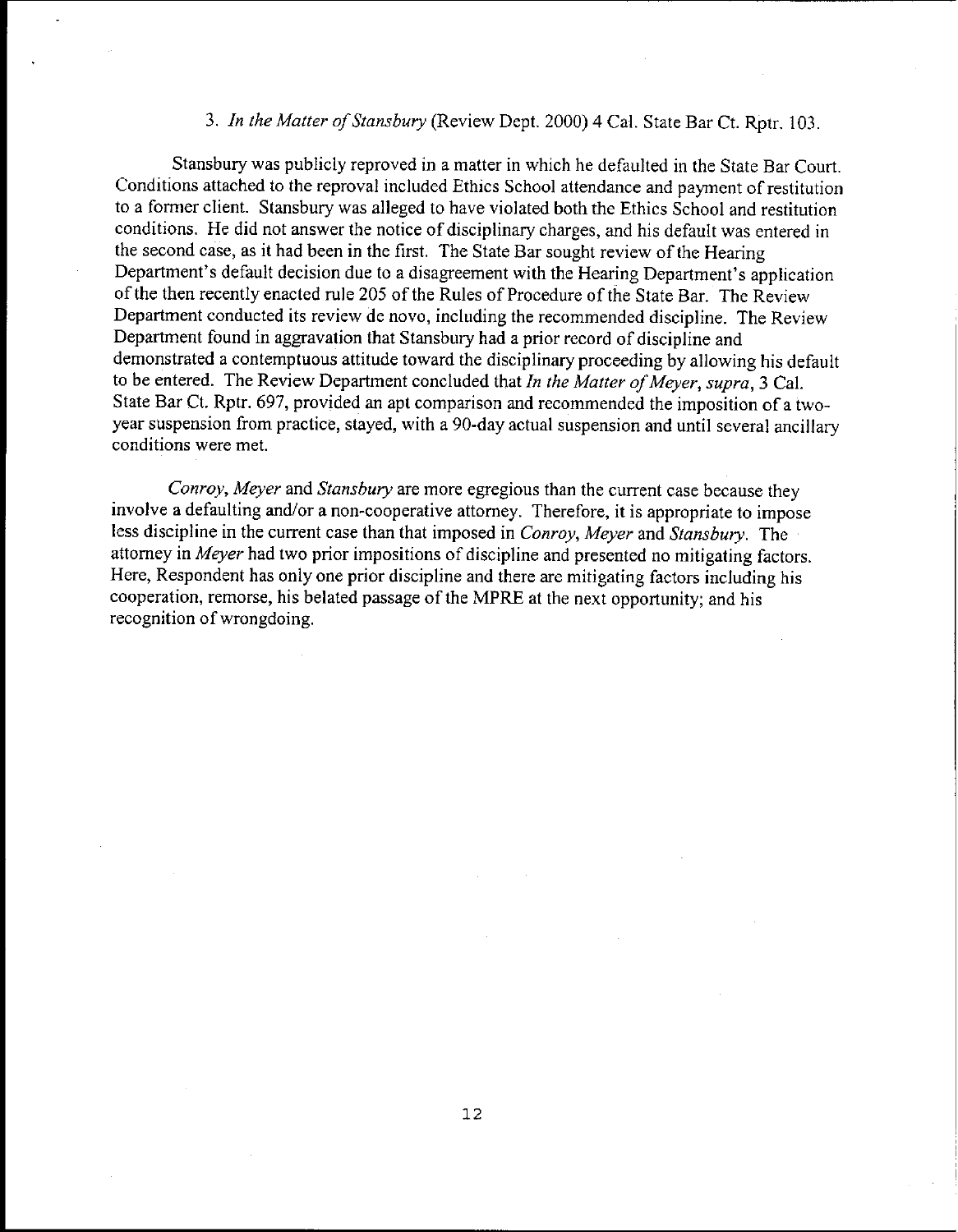3. *In the Matter of Stansbury* (Review Dept. 2000) 4 Cal. State Bar Ct. Rptr. 103.

Stansbury was publicly reproved in a matter in which he defaulted in the State Bar Court. Conditions attached to the reproval included Ethics School attendance and payment of restitution to a former client. Stansbury was alleged to have violated both the Ethics School and restitution conditions. He did not answer the notice of disciplinary charges, and his default was entered in the second case, as it had been in the first. The State Bar sought review of the Hearing Department's default decision due to a disagreement with the Hearing Department's application of the then recently enacted rule 205 of the Rules of Procedure of the State Bar. The Review Department conducted its review de novo, including the recommended discipline. The Review Department found in aggravation that Stansbury had a prior record of discipline and demonstrated a contemptuous attitude toward the disciplinary proceeding by allowing his default to be entered. The Review Department concluded that *In the Matter of Meyer, supra*, 3 Cal. State Bar Ct. Rptr. 697, provided an apt comparison and recommended the imposition of a two-year suspension from practice, stayed, with a 90-day actual suspension and until several ancillary conditions were met.

*Conroy*, *Meyer* and *Stansbury* are more egregious than the current case because they involve a defaulting and/or a non-cooperative attorney. Therefore, it is appropriate to impose less discipline in the current case than that imposed in *Conroy*, *Meyer* and *Stansbury*. The attorney in *Meyer* had two prior impositions of discipline and presented no mitigating factors. Here, Respondent has only one prior discipline and there are mitigating factors including his cooperation, remorse, his belated passage of the MPRE at the next opportunity; and his recognition of wrongdoing.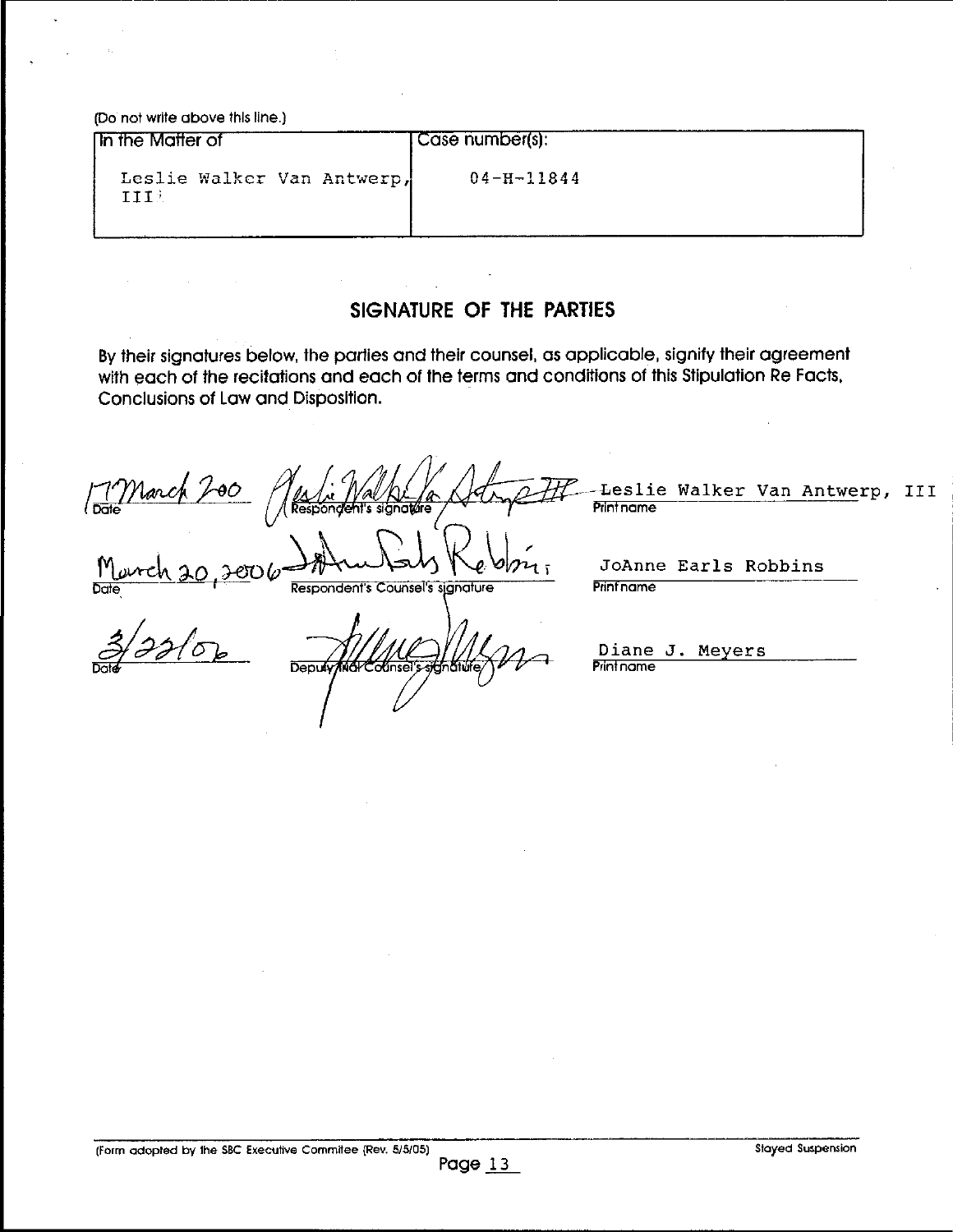(Do not write above this line.)

| In the Matter of | Case number(s): |
|---|---|
| Leslie Walker Van Antwerp, III | 04-H-11844 |

## SIGNATURE OF THE PARTIES

By their signatures below, the parties and their counsel, as applicable, signify their agreement with each of the recitations and each of the terms and conditions of this Stipulation Re Facts, Conclusions of Law and Disposition.

| Date | Signature | Print name |
|---|---|---|
| 17 March 200 | Respondent's signature | Leslie Walker Van Antwerp, III |
| March 20, 2006 | Respondent's Counsel's signature | JoAnne Earls Robbins |
| 3/22/06 | Deputy Trial Counsel's signature | Diane J. Meyers |

(Form adopted by the SBC Executive Committee (Rev. 5/5/05)

Stayed Suspension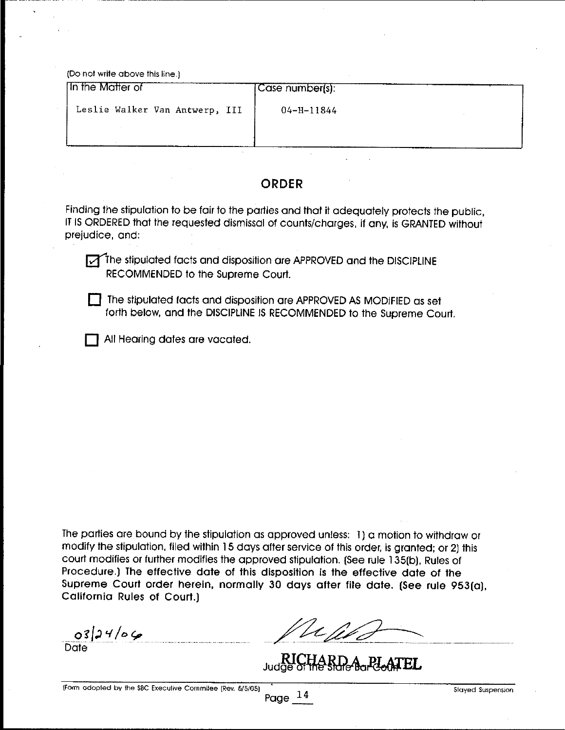(Do not write above this line.)

| In the Matter of | Case number(s): |
| --- | --- |
| Leslie Walker Van Antwerp, III | 04-H-11844 |

## ORDER

Finding the stipulation to be fair to the parties and that it adequately protects the public, IT IS ORDERED that the requested dismissal of counts/charges, if any, is GRANTED without prejudice, and:

- [x] The stipulated facts and disposition are APPROVED and the DISCIPLINE RECOMMENDED to the Supreme Court.
- [ ] The stipulated facts and disposition are APPROVED AS MODIFIED as set forth below, and the DISCIPLINE IS RECOMMENDED to the Supreme Court.
- [ ] All Hearing dates are vacated.

The parties are bound by the stipulation as approved unless: 1) a motion to withdraw or modify the stipulation, filed within 15 days after service of this order, is granted; or 2) this court modifies or further modifies the approved stipulation. (See rule 135(b), Rules of Procedure.) The effective date of this disposition is the effective date of the Supreme Court order herein, normally 30 days after file date. (See rule 953(a), California Rules of Court.)

03/24/06
Date

RICHARD A. PLATEL
Judge of the State Bar Court

(Form adopted by the SBC Executive Committee (Rev. 5/5/05) Stayed Suspension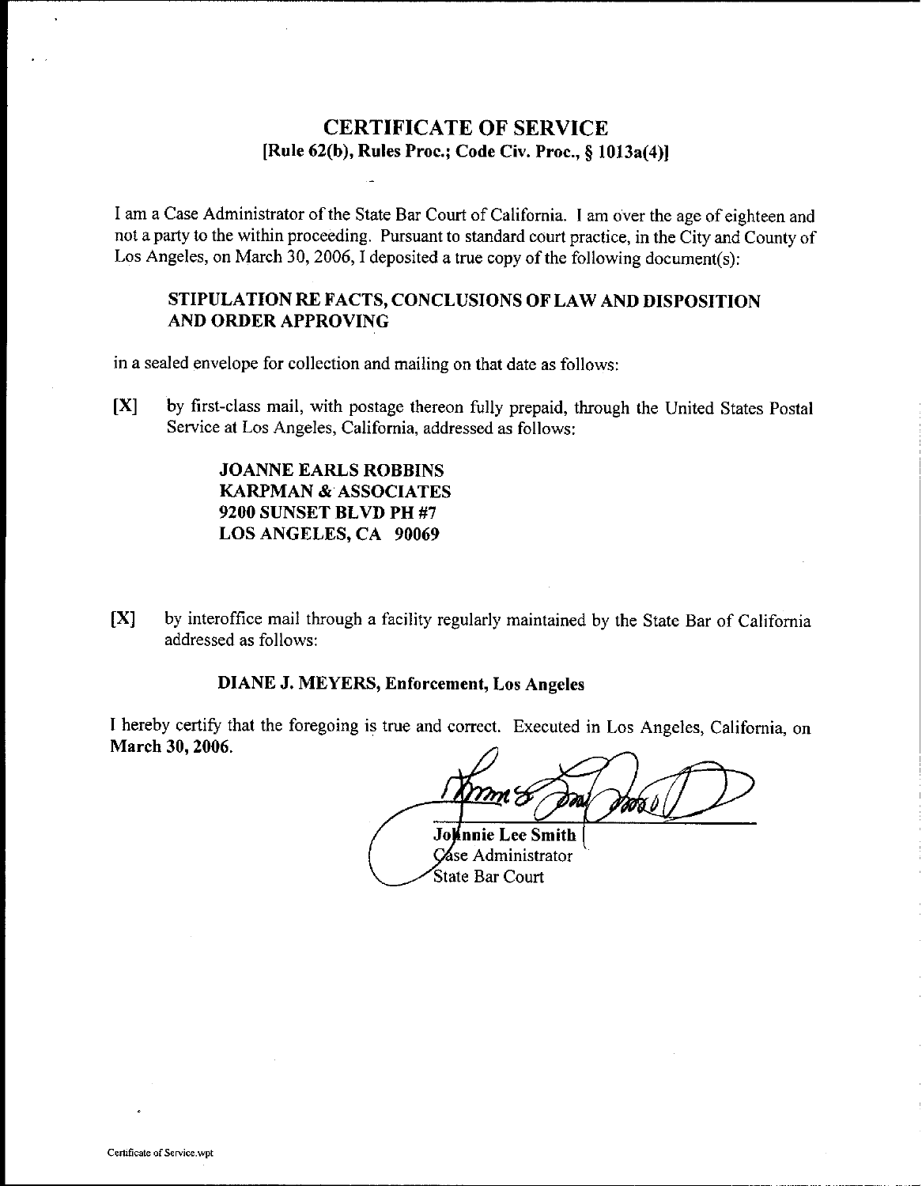# CERTIFICATE OF SERVICE

**[Rule 62(b), Rules Proc.; Code Civ. Proc., § 1013a(4)]**

I am a Case Administrator of the State Bar Court of California. I am over the age of eighteen and not a party to the within proceeding. Pursuant to standard court practice, in the City and County of Los Angeles, on March 30, 2006, I deposited a true copy of the following document(s):

**STIPULATION RE FACTS, CONCLUSIONS OF LAW AND DISPOSITION AND ORDER APPROVING**

in a sealed envelope for collection and mailing on that date as follows:

[X] by first-class mail, with postage thereon fully prepaid, through the United States Postal Service at Los Angeles, California, addressed as follows:

> **JOANNE EARLS ROBBINS**
> **KARPMAN & ASSOCIATES**
> **9200 SUNSET BLVD PH #7**
> **LOS ANGELES, CA 90069**

[X] by interoffice mail through a facility regularly maintained by the State Bar of California addressed as follows:

> **DIANE J. MEYERS, Enforcement, Los Angeles**

I hereby certify that the foregoing is true and correct. Executed in Los Angeles, California, on **March 30, 2006.**

**Johnnie Lee Smith**
Case Administrator
State Bar Court